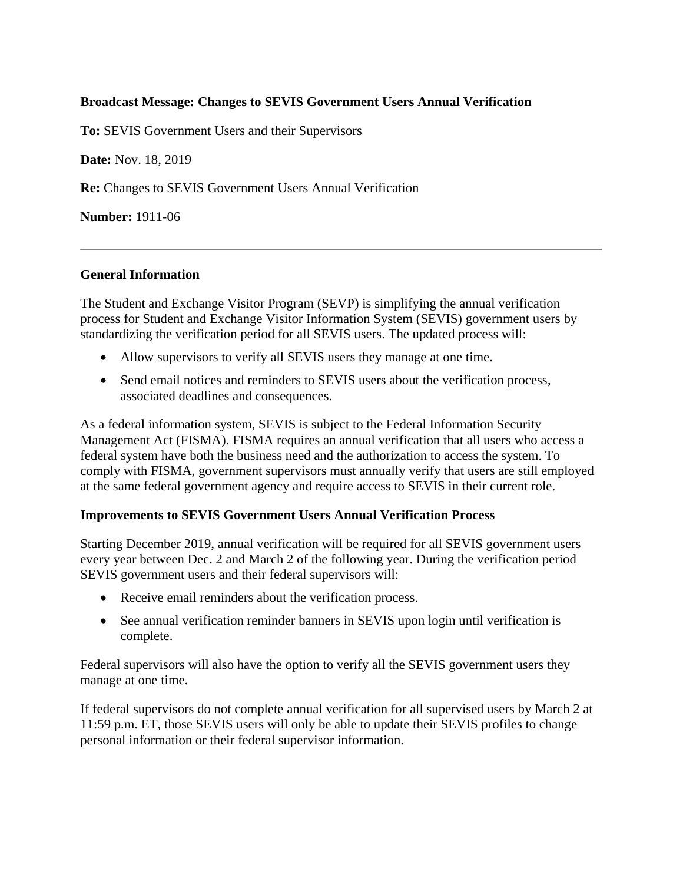**Broadcast Message: Changes to SEVIS Government Users Annual Verification**

**To:** SEVIS Government Users and their Supervisors

**Date:** Nov. 18, 2019

**Re:** Changes to SEVIS Government Users Annual Verification

**Number:** 1911-06

---

## General Information

The Student and Exchange Visitor Program (SEVP) is simplifying the annual verification process for Student and Exchange Visitor Information System (SEVIS) government users by standardizing the verification period for all SEVIS users. The updated process will:

- Allow supervisors to verify all SEVIS users they manage at one time.
- Send email notices and reminders to SEVIS users about the verification process, associated deadlines and consequences.

As a federal information system, SEVIS is subject to the Federal Information Security Management Act (FISMA). FISMA requires an annual verification that all users who access a federal system have both the business need and the authorization to access the system. To comply with FISMA, government supervisors must annually verify that users are still employed at the same federal government agency and require access to SEVIS in their current role.

## Improvements to SEVIS Government Users Annual Verification Process

Starting December 2019, annual verification will be required for all SEVIS government users every year between Dec. 2 and March 2 of the following year. During the verification period SEVIS government users and their federal supervisors will:

- Receive email reminders about the verification process.
- See annual verification reminder banners in SEVIS upon login until verification is complete.

Federal supervisors will also have the option to verify all the SEVIS government users they manage at one time.

If federal supervisors do not complete annual verification for all supervised users by March 2 at 11:59 p.m. ET, those SEVIS users will only be able to update their SEVIS profiles to change personal information or their federal supervisor information.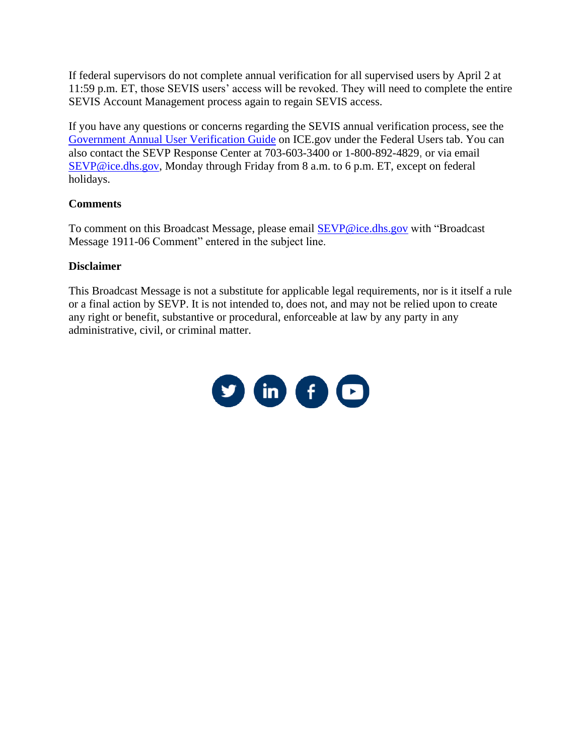If federal supervisors do not complete annual verification for all supervised users by April 2 at 11:59 p.m. ET, those SEVIS users' access will be revoked. They will need to complete the entire SEVIS Account Management process again to regain SEVIS access.

If you have any questions or concerns regarding the SEVIS annual verification process, see the Government Annual User Verification Guide on ICE.gov under the Federal Users tab. You can also contact the SEVP Response Center at 703-603-3400 or 1-800-892-4829, or via email SEVP@ice.dhs.gov, Monday through Friday from 8 a.m. to 6 p.m. ET, except on federal holidays.

**Comments**

To comment on this Broadcast Message, please email SEVP@ice.dhs.gov with "Broadcast Message 1911-06 Comment" entered in the subject line.

**Disclaimer**

This Broadcast Message is not a substitute for applicable legal requirements, nor is it itself a rule or a final action by SEVP. It is not intended to, does not, and may not be relied upon to create any right or benefit, substantive or procedural, enforceable at law by any party in any administrative, civil, or criminal matter.